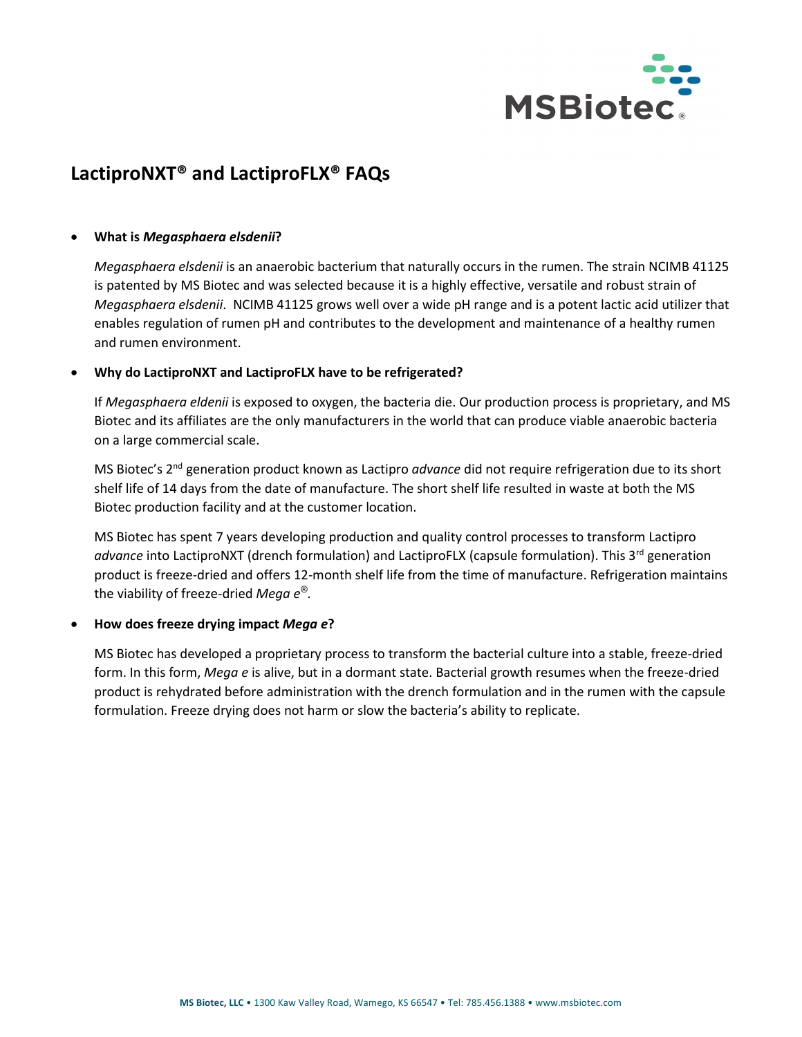# LactiproNXT® and LactiproFLX® FAQs

- **What is *Megasphaera elsdenii*?**

  *Megasphaera elsdenii* is an anaerobic bacterium that naturally occurs in the rumen. The strain NCIMB 41125 is patented by MS Biotec and was selected because it is a highly effective, versatile and robust strain of *Megasphaera elsdenii*. NCIMB 41125 grows well over a wide pH range and is a potent lactic acid utilizer that enables regulation of rumen pH and contributes to the development and maintenance of a healthy rumen and rumen environment.

- **Why do LactiproNXT and LactiproFLX have to be refrigerated?**

  If *Megasphaera eldenii* is exposed to oxygen, the bacteria die. Our production process is proprietary, and MS Biotec and its affiliates are the only manufacturers in the world that can produce viable anaerobic bacteria on a large commercial scale.

  MS Biotec's 2nd generation product known as Lactipro *advance* did not require refrigeration due to its short shelf life of 14 days from the date of manufacture. The short shelf life resulted in waste at both the MS Biotec production facility and at the customer location.

  MS Biotec has spent 7 years developing production and quality control processes to transform Lactipro *advance* into LactiproNXT (drench formulation) and LactiproFLX (capsule formulation). This 3rd generation product is freeze-dried and offers 12-month shelf life from the time of manufacture. Refrigeration maintains the viability of freeze-dried *Mega e*®.

- **How does freeze drying impact *Mega e*?**

  MS Biotec has developed a proprietary process to transform the bacterial culture into a stable, freeze-dried form. In this form, *Mega e* is alive, but in a dormant state. Bacterial growth resumes when the freeze-dried product is rehydrated before administration with the drench formulation and in the rumen with the capsule formulation. Freeze drying does not harm or slow the bacteria's ability to replicate.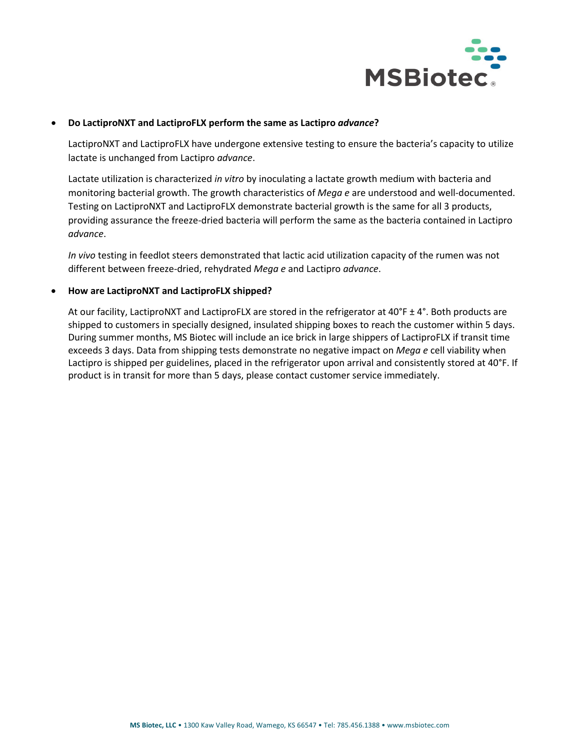- **Do LactiproNXT and LactiproFLX perform the same as Lactipro *advance*?**

  LactiproNXT and LactiproFLX have undergone extensive testing to ensure the bacteria's capacity to utilize lactate is unchanged from Lactipro *advance*.

  Lactate utilization is characterized *in vitro* by inoculating a lactate growth medium with bacteria and monitoring bacterial growth. The growth characteristics of *Mega e* are understood and well-documented. Testing on LactiproNXT and LactiproFLX demonstrate bacterial growth is the same for all 3 products, providing assurance the freeze-dried bacteria will perform the same as the bacteria contained in Lactipro *advance*.

  *In vivo* testing in feedlot steers demonstrated that lactic acid utilization capacity of the rumen was not different between freeze-dried, rehydrated *Mega e* and Lactipro *advance*.

- **How are LactiproNXT and LactiproFLX shipped?**

  At our facility, LactiproNXT and LactiproFLX are stored in the refrigerator at 40°F ± 4°. Both products are shipped to customers in specially designed, insulated shipping boxes to reach the customer within 5 days. During summer months, MS Biotec will include an ice brick in large shippers of LactiproFLX if transit time exceeds 3 days. Data from shipping tests demonstrate no negative impact on *Mega e* cell viability when Lactipro is shipped per guidelines, placed in the refrigerator upon arrival and consistently stored at 40°F. If product is in transit for more than 5 days, please contact customer service immediately.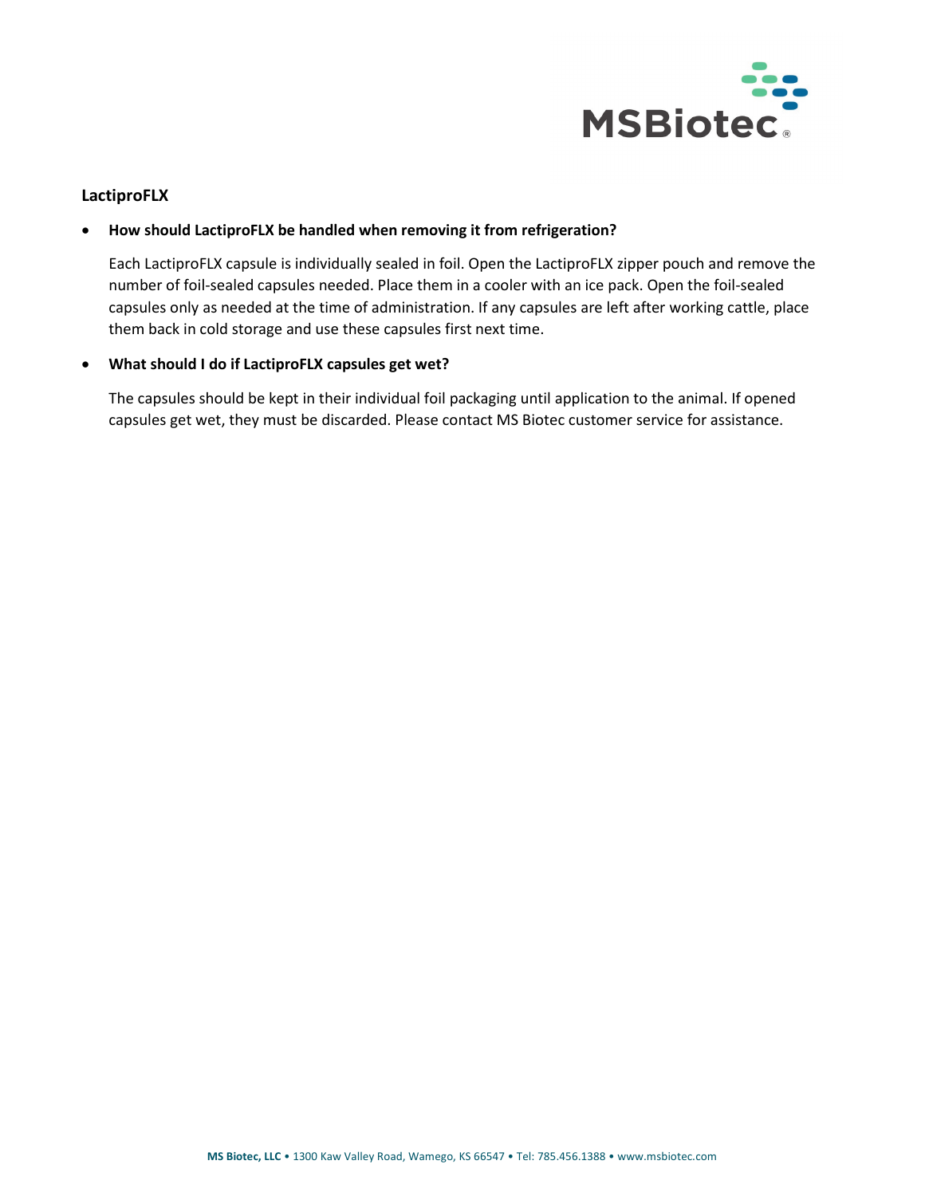## LactiproFLX

- **How should LactiproFLX be handled when removing it from refrigeration?**

  Each LactiproFLX capsule is individually sealed in foil. Open the LactiproFLX zipper pouch and remove the number of foil-sealed capsules needed. Place them in a cooler with an ice pack. Open the foil-sealed capsules only as needed at the time of administration. If any capsules are left after working cattle, place them back in cold storage and use these capsules first next time.

- **What should I do if LactiproFLX capsules get wet?**

  The capsules should be kept in their individual foil packaging until application to the animal. If opened capsules get wet, they must be discarded. Please contact MS Biotec customer service for assistance.